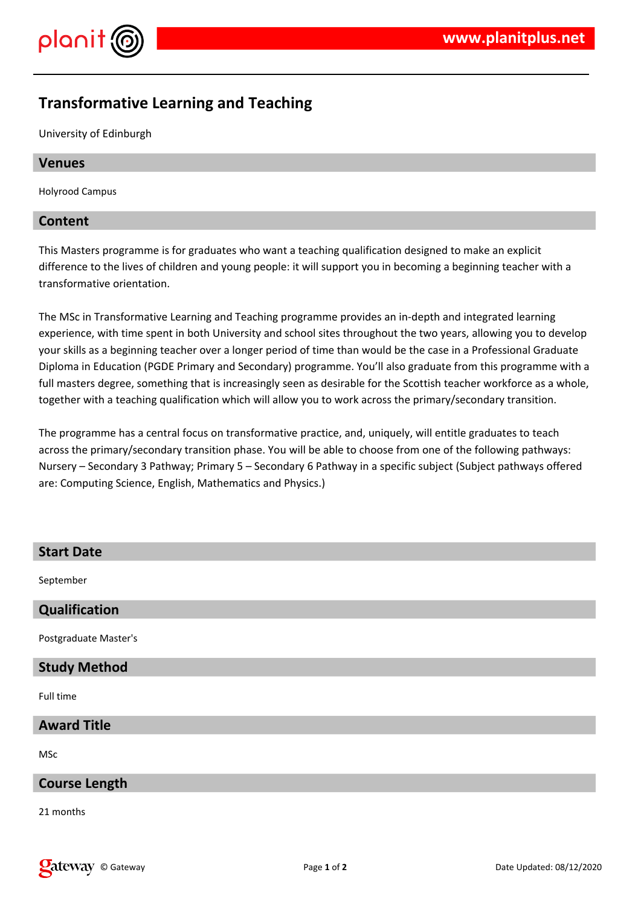# Transformative Learning and Teaching

University of Edinburgh

## Venues

Holyrood Campus

## Content

This Masters programme is for graduates who want a teaching qualification designed to make an explicit difference to the lives of children and young people: it will support you in becoming a beginning teacher with a transformative orientation.

The MSc in Transformative Learning and Teaching programme provides an in-depth and integrated learning experience, with time spent in both University and school sites throughout the two years, allowing you to develop your skills as a beginning teacher over a longer period of time than would be the case in a Professional Graduate Diploma in Education (PGDE Primary and Secondary) programme. You'll also graduate from this programme with a full masters degree, something that is increasingly seen as desirable for the Scottish teacher workforce as a whole, together with a teaching qualification which will allow you to work across the primary/secondary transition.

The programme has a central focus on transformative practice, and, uniquely, will entitle graduates to teach across the primary/secondary transition phase. You will be able to choose from one of the following pathways: Nursery – Secondary 3 Pathway; Primary 5 – Secondary 6 Pathway in a specific subject (Subject pathways offered are: Computing Science, English, Mathematics and Physics.)

## Start Date

September

## Qualification

Postgraduate Master's

## Study Method

Full time

## Award Title

MSc

## Course Length

21 months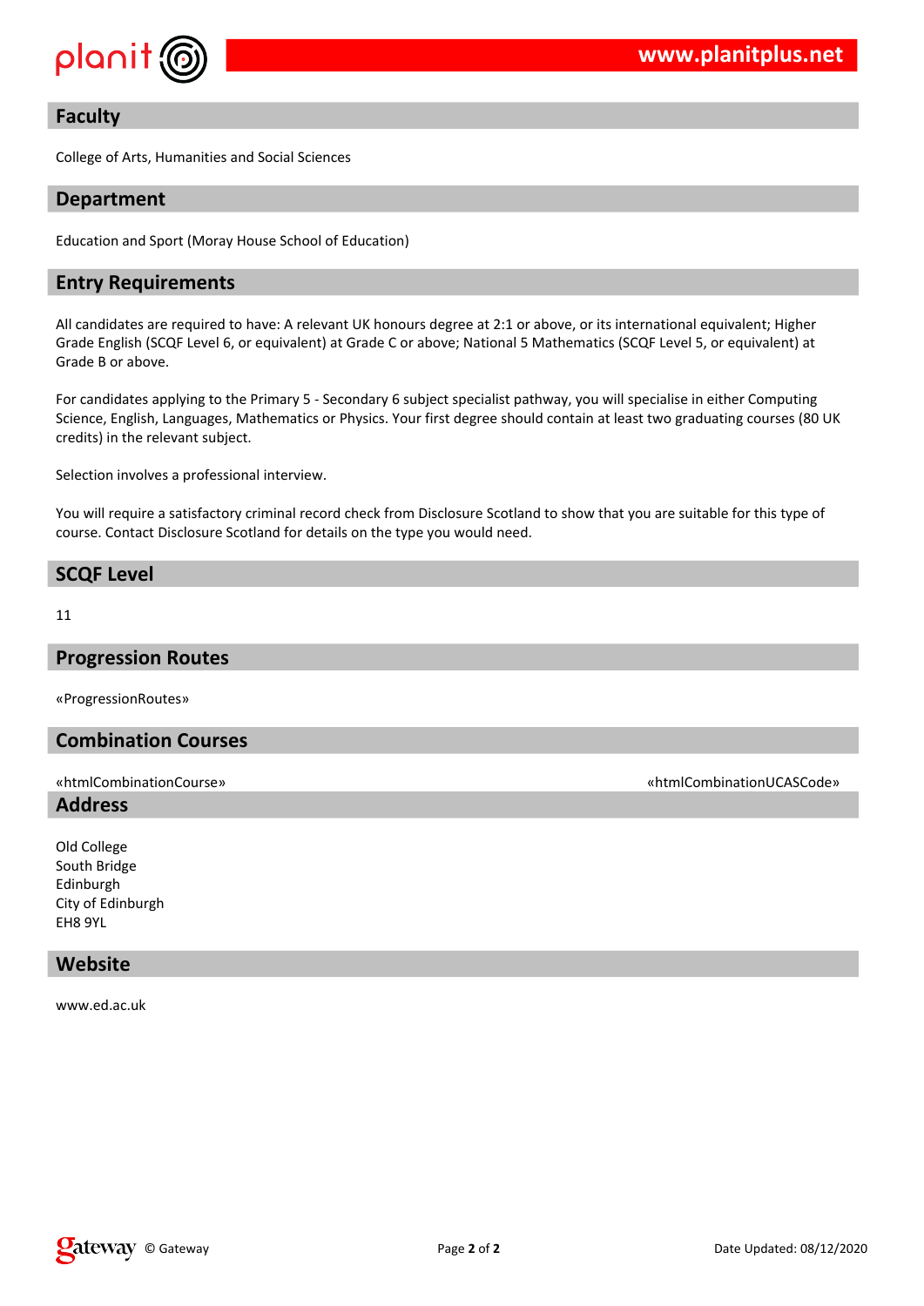## Faculty

College of Arts, Humanities and Social Sciences

## Department

Education and Sport (Moray House School of Education)

## Entry Requirements

All candidates are required to have: A relevant UK honours degree at 2:1 or above, or its international equivalent; Higher Grade English (SCQF Level 6, or equivalent) at Grade C or above; National 5 Mathematics (SCQF Level 5, or equivalent) at Grade B or above.

For candidates applying to the Primary 5 - Secondary 6 subject specialist pathway, you will specialise in either Computing Science, English, Languages, Mathematics or Physics. Your first degree should contain at least two graduating courses (80 UK credits) in the relevant subject.

Selection involves a professional interview.

You will require a satisfactory criminal record check from Disclosure Scotland to show that you are suitable for this type of course. Contact Disclosure Scotland for details on the type you would need.

## SCQF Level

11

## Progression Routes

«ProgressionRoutes»

## Combination Courses

«htmlCombinationCourse» «htmlCombinationUCASCode»

## Address

Old College
South Bridge
Edinburgh
City of Edinburgh
EH8 9YL

## Website

www.ed.ac.uk